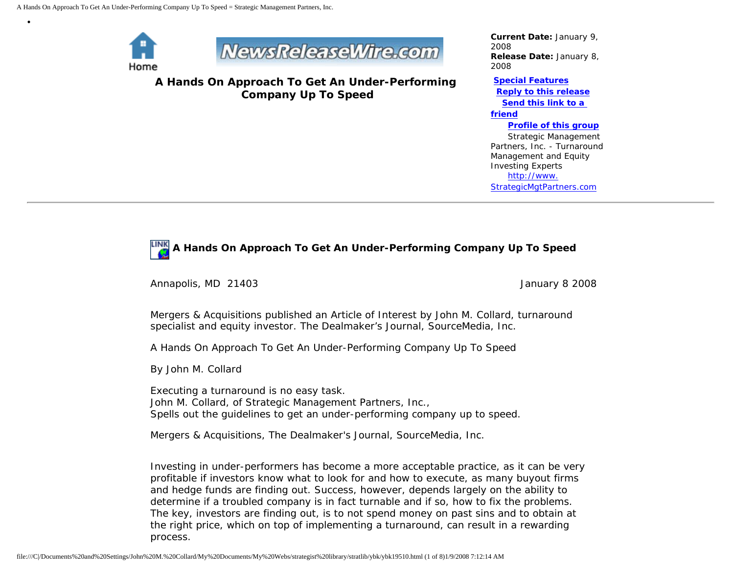Home

NewsReleaseWire.com

# A Hands On Approach To Get An Under-Performing Company Up To Speed

**Current Date:** January 9, 2008
**Release Date:** January 8, 2008

**Special Features**
**Reply to this release**
**Send this link to a friend**
**Profile of this group**

Strategic Management Partners, Inc. - Turnaround Management and Equity Investing Experts
http://www.StrategicMgtPartners.com

---

## A Hands On Approach To Get An Under-Performing Company Up To Speed

Annapolis, MD 21403 January 8 2008

Mergers & Acquisitions published an Article of Interest by John M. Collard, turnaround specialist and equity investor. The Dealmaker's Journal, SourceMedia, Inc.

A Hands On Approach To Get An Under-Performing Company Up To Speed

By John M. Collard

Executing a turnaround is no easy task.
John M. Collard, of Strategic Management Partners, Inc.,
Spells out the guidelines to get an under-performing company up to speed.

Mergers & Acquisitions, The Dealmaker's Journal, SourceMedia, Inc.

Investing in under-performers has become a more acceptable practice, as it can be very profitable if investors know what to look for and how to execute, as many buyout firms and hedge funds are finding out. Success, however, depends largely on the ability to determine if a troubled company is in fact turnable and if so, how to fix the problems. The key, investors are finding out, is to not spend money on past sins and to obtain at the right price, which on top of implementing a turnaround, can result in a rewarding process.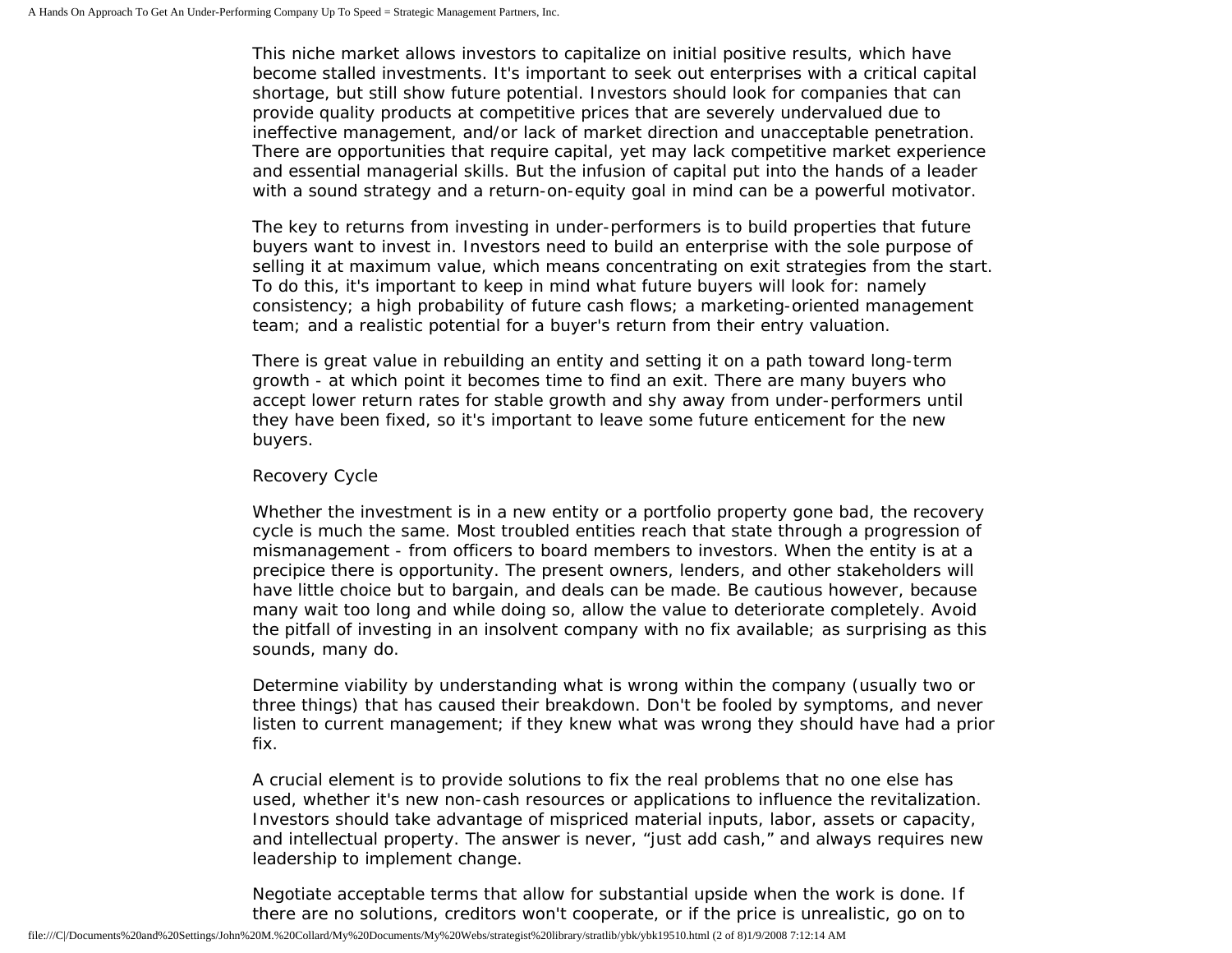This niche market allows investors to capitalize on initial positive results, which have become stalled investments. It's important to seek out enterprises with a critical capital shortage, but still show future potential. Investors should look for companies that can provide quality products at competitive prices that are severely undervalued due to ineffective management, and/or lack of market direction and unacceptable penetration. There are opportunities that require capital, yet may lack competitive market experience and essential managerial skills. But the infusion of capital put into the hands of a leader with a sound strategy and a return-on-equity goal in mind can be a powerful motivator.

The key to returns from investing in under-performers is to build properties that future buyers want to invest in. Investors need to build an enterprise with the sole purpose of selling it at maximum value, which means concentrating on exit strategies from the start. To do this, it's important to keep in mind what future buyers will look for: namely consistency; a high probability of future cash flows; a marketing-oriented management team; and a realistic potential for a buyer's return from their entry valuation.

There is great value in rebuilding an entity and setting it on a path toward long-term growth - at which point it becomes time to find an exit. There are many buyers who accept lower return rates for stable growth and shy away from under-performers until they have been fixed, so it's important to leave some future enticement for the new buyers.

Recovery Cycle

Whether the investment is in a new entity or a portfolio property gone bad, the recovery cycle is much the same. Most troubled entities reach that state through a progression of mismanagement - from officers to board members to investors. When the entity is at a precipice there is opportunity. The present owners, lenders, and other stakeholders will have little choice but to bargain, and deals can be made. Be cautious however, because many wait too long and while doing so, allow the value to deteriorate completely. Avoid the pitfall of investing in an insolvent company with no fix available; as surprising as this sounds, many do.

Determine viability by understanding what is wrong within the company (usually two or three things) that has caused their breakdown. Don't be fooled by symptoms, and never listen to current management; if they knew what was wrong they should have had a prior fix.

A crucial element is to provide solutions to fix the real problems that no one else has used, whether it's new non-cash resources or applications to influence the revitalization. Investors should take advantage of mispriced material inputs, labor, assets or capacity, and intellectual property. The answer is never, "just add cash," and always requires new leadership to implement change.

Negotiate acceptable terms that allow for substantial upside when the work is done. If there are no solutions, creditors won't cooperate, or if the price is unrealistic, go on to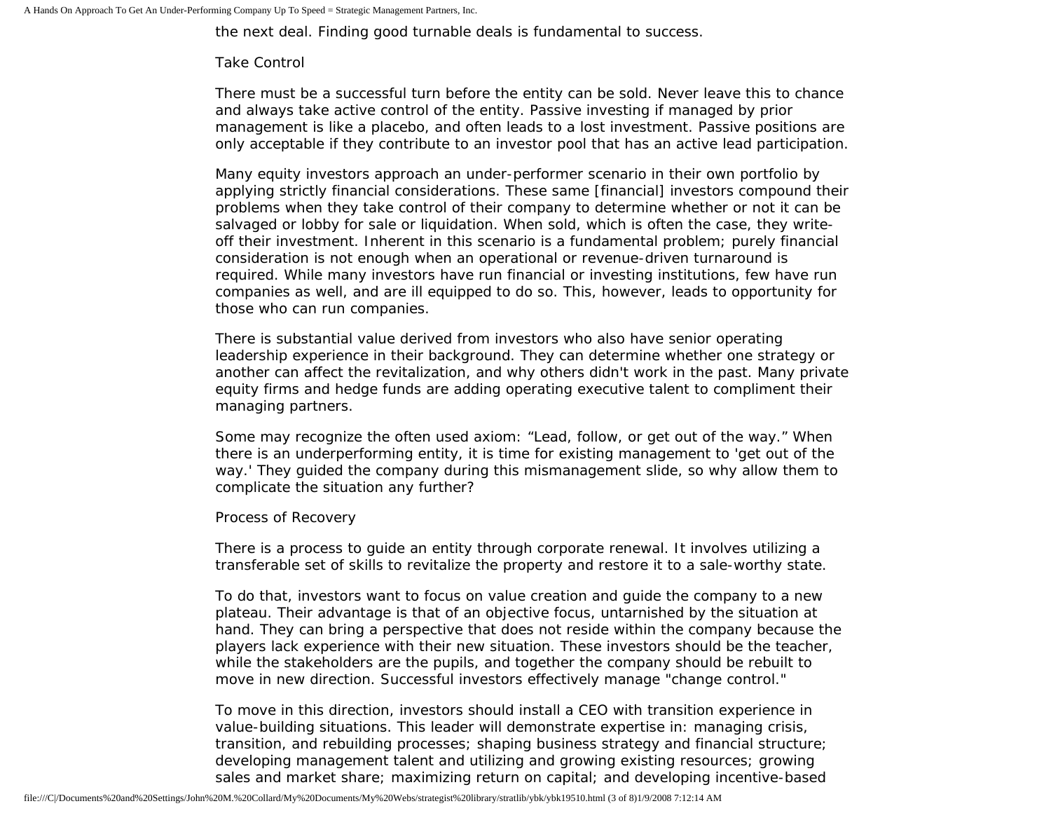the next deal. Finding good turnable deals is fundamental to success.

## Take Control

There must be a successful turn before the entity can be sold. Never leave this to chance and always take active control of the entity. Passive investing if managed by prior management is like a placebo, and often leads to a lost investment. Passive positions are only acceptable if they contribute to an investor pool that has an active lead participation.

Many equity investors approach an under-performer scenario in their own portfolio by applying strictly financial considerations. These same [financial] investors compound their problems when they take control of their company to determine whether or not it can be salvaged or lobby for sale or liquidation. When sold, which is often the case, they write-off their investment. Inherent in this scenario is a fundamental problem; purely financial consideration is not enough when an operational or revenue-driven turnaround is required. While many investors have run financial or investing institutions, few have run companies as well, and are ill equipped to do so. This, however, leads to opportunity for those who can run companies.

There is substantial value derived from investors who also have senior operating leadership experience in their background. They can determine whether one strategy or another can affect the revitalization, and why others didn't work in the past. Many private equity firms and hedge funds are adding operating executive talent to compliment their managing partners.

Some may recognize the often used axiom: “Lead, follow, or get out of the way.” When there is an underperforming entity, it is time for existing management to 'get out of the way.' They guided the company during this mismanagement slide, so why allow them to complicate the situation any further?

## Process of Recovery

There is a process to guide an entity through corporate renewal. It involves utilizing a transferable set of skills to revitalize the property and restore it to a sale-worthy state.

To do that, investors want to focus on value creation and guide the company to a new plateau. Their advantage is that of an objective focus, untarnished by the situation at hand. They can bring a perspective that does not reside within the company because the players lack experience with their new situation. These investors should be the teacher, while the stakeholders are the pupils, and together the company should be rebuilt to move in new direction. Successful investors effectively manage "change control."

To move in this direction, investors should install a CEO with transition experience in value-building situations. This leader will demonstrate expertise in: managing crisis, transition, and rebuilding processes; shaping business strategy and financial structure; developing management talent and utilizing and growing existing resources; growing sales and market share; maximizing return on capital; and developing incentive-based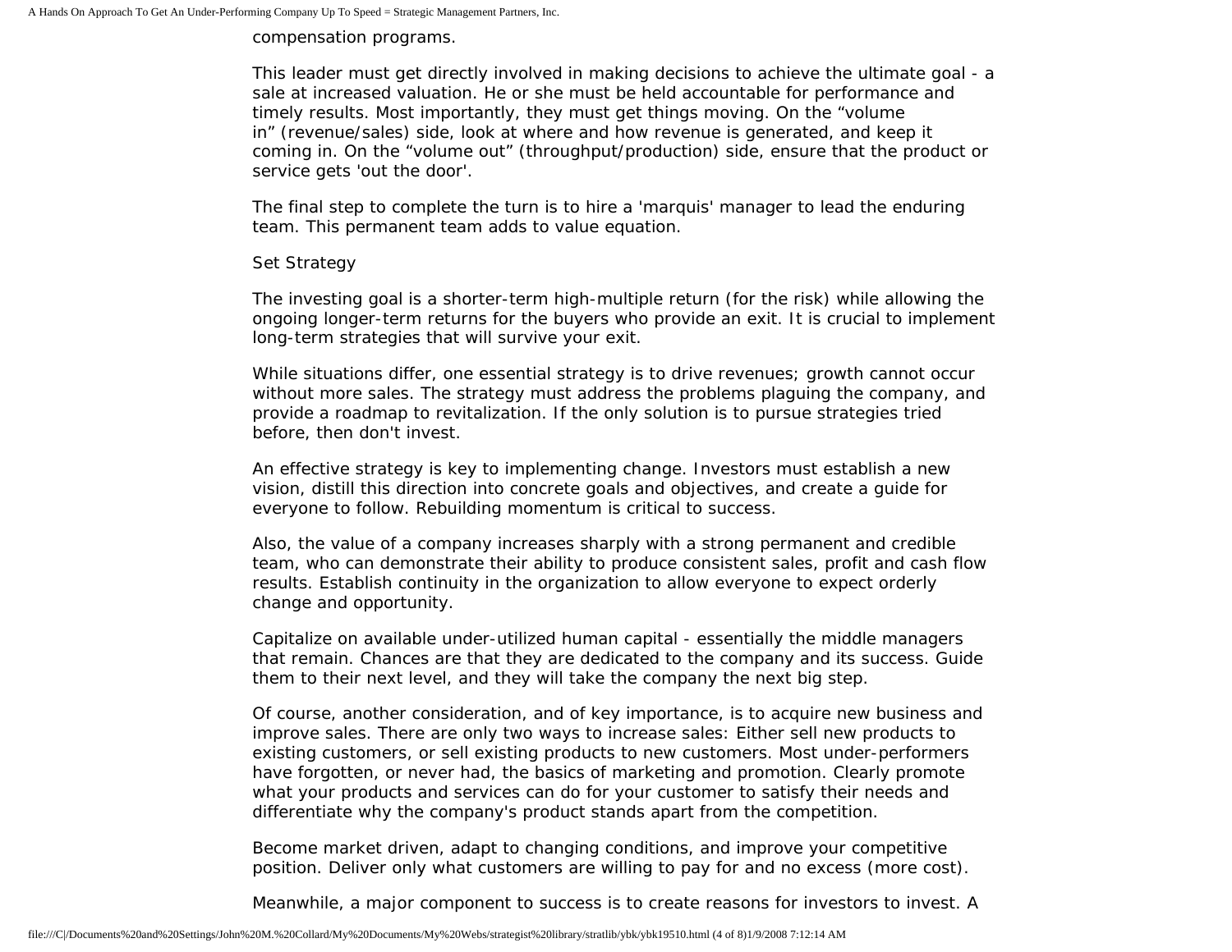compensation programs.

This leader must get directly involved in making decisions to achieve the ultimate goal - a sale at increased valuation. He or she must be held accountable for performance and timely results. Most importantly, they must get things moving. On the "volume in" (revenue/sales) side, look at where and how revenue is generated, and keep it coming in. On the "volume out" (throughput/production) side, ensure that the product or service gets 'out the door'.

The final step to complete the turn is to hire a 'marquis' manager to lead the enduring team. This permanent team adds to value equation.

Set Strategy

The investing goal is a shorter-term high-multiple return (for the risk) while allowing the ongoing longer-term returns for the buyers who provide an exit. It is crucial to implement long-term strategies that will survive your exit.

While situations differ, one essential strategy is to drive revenues; growth cannot occur without more sales. The strategy must address the problems plaguing the company, and provide a roadmap to revitalization. If the only solution is to pursue strategies tried before, then don't invest.

An effective strategy is key to implementing change. Investors must establish a new vision, distill this direction into concrete goals and objectives, and create a guide for everyone to follow. Rebuilding momentum is critical to success.

Also, the value of a company increases sharply with a strong permanent and credible team, who can demonstrate their ability to produce consistent sales, profit and cash flow results. Establish continuity in the organization to allow everyone to expect orderly change and opportunity.

Capitalize on available under-utilized human capital - essentially the middle managers that remain. Chances are that they are dedicated to the company and its success. Guide them to their next level, and they will take the company the next big step.

Of course, another consideration, and of key importance, is to acquire new business and improve sales. There are only two ways to increase sales: Either sell new products to existing customers, or sell existing products to new customers. Most under-performers have forgotten, or never had, the basics of marketing and promotion. Clearly promote what your products and services can do for your customer to satisfy their needs and differentiate why the company's product stands apart from the competition.

Become market driven, adapt to changing conditions, and improve your competitive position. Deliver only what customers are willing to pay for and no excess (more cost).

Meanwhile, a major component to success is to create reasons for investors to invest. A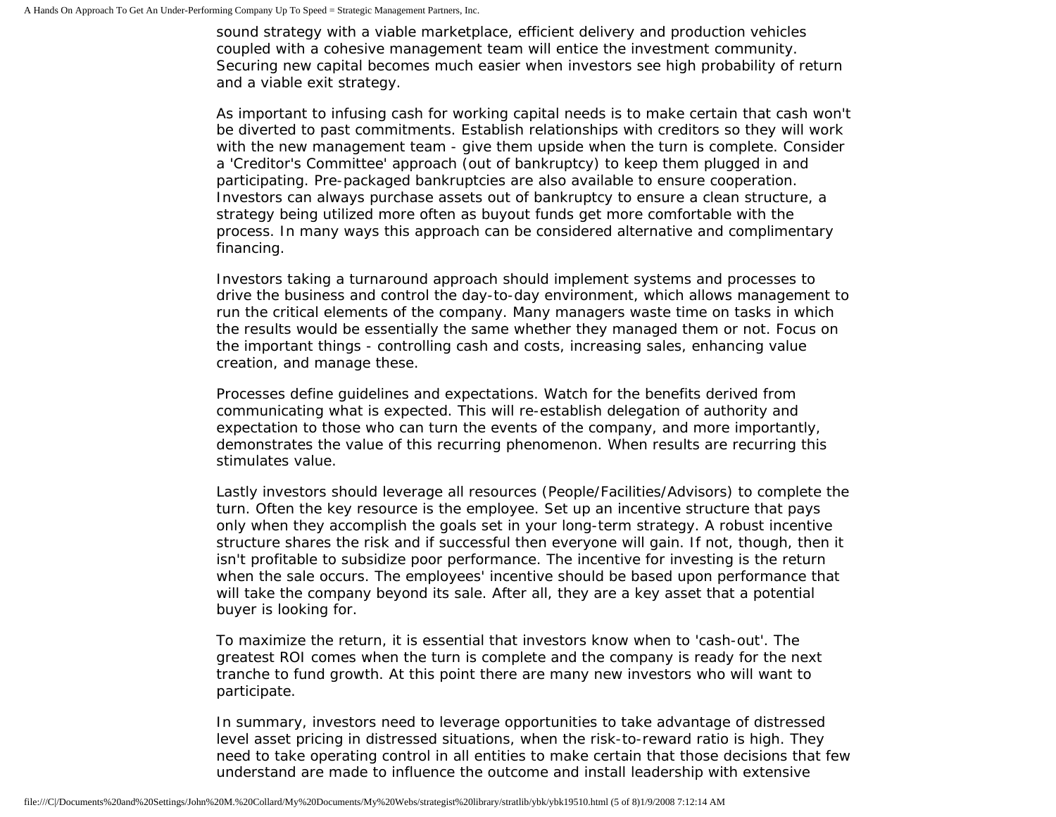sound strategy with a viable marketplace, efficient delivery and production vehicles coupled with a cohesive management team will entice the investment community. Securing new capital becomes much easier when investors see high probability of return and a viable exit strategy.

As important to infusing cash for working capital needs is to make certain that cash won't be diverted to past commitments. Establish relationships with creditors so they will work with the new management team - give them upside when the turn is complete. Consider a 'Creditor's Committee' approach (out of bankruptcy) to keep them plugged in and participating. Pre-packaged bankruptcies are also available to ensure cooperation. Investors can always purchase assets out of bankruptcy to ensure a clean structure, a strategy being utilized more often as buyout funds get more comfortable with the process. In many ways this approach can be considered alternative and complimentary financing.

Investors taking a turnaround approach should implement systems and processes to drive the business and control the day-to-day environment, which allows management to run the critical elements of the company. Many managers waste time on tasks in which the results would be essentially the same whether they managed them or not. Focus on the important things - controlling cash and costs, increasing sales, enhancing value creation, and manage these.

Processes define guidelines and expectations. Watch for the benefits derived from communicating what is expected. This will re-establish delegation of authority and expectation to those who can turn the events of the company, and more importantly, demonstrates the value of this recurring phenomenon. When results are recurring this stimulates value.

Lastly investors should leverage all resources (People/Facilities/Advisors) to complete the turn. Often the key resource is the employee. Set up an incentive structure that pays only when they accomplish the goals set in your long-term strategy. A robust incentive structure shares the risk and if successful then everyone will gain. If not, though, then it isn't profitable to subsidize poor performance. The incentive for investing is the return when the sale occurs. The employees' incentive should be based upon performance that will take the company beyond its sale. After all, they are a key asset that a potential buyer is looking for.

To maximize the return, it is essential that investors know when to 'cash-out'. The greatest ROI comes when the turn is complete and the company is ready for the next tranche to fund growth. At this point there are many new investors who will want to participate.

In summary, investors need to leverage opportunities to take advantage of distressed level asset pricing in distressed situations, when the risk-to-reward ratio is high. They need to take operating control in all entities to make certain that those decisions that few understand are made to influence the outcome and install leadership with extensive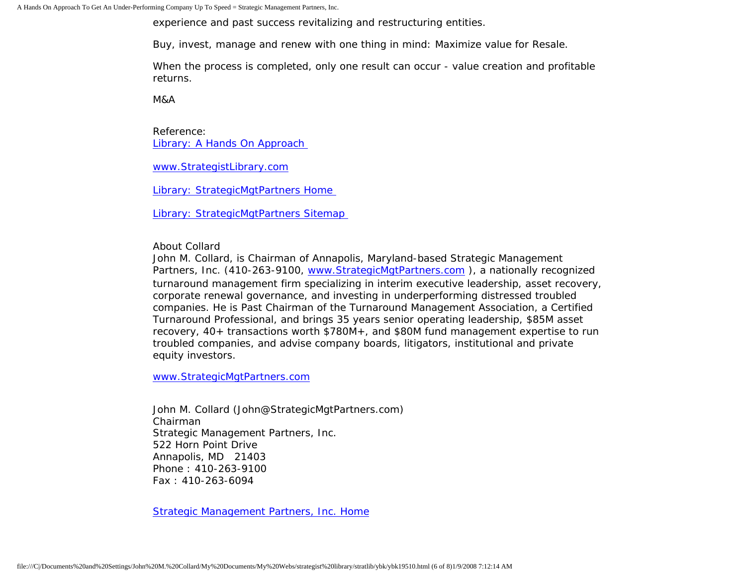experience and past success revitalizing and restructuring entities.

Buy, invest, manage and renew with one thing in mind: Maximize value for Resale.

When the process is completed, only one result can occur - value creation and profitable returns.

M&A

Reference:
[Library: A Hands On Approach](#)

[www.StrategistLibrary.com](#)

[Library: StrategicMgtPartners Home](#)

[Library: StrategicMgtPartners Sitemap](#)

About Collard
John M. Collard, is Chairman of Annapolis, Maryland-based Strategic Management Partners, Inc. (410-263-9100, [www.StrategicMgtPartners.com](#) ), a nationally recognized turnaround management firm specializing in interim executive leadership, asset recovery, corporate renewal governance, and investing in underperforming distressed troubled companies. He is Past Chairman of the Turnaround Management Association, a Certified Turnaround Professional, and brings 35 years senior operating leadership, $85M asset recovery, 40+ transactions worth $780M+, and $80M fund management expertise to run troubled companies, and advise company boards, litigators, institutional and private equity investors.

[www.StrategicMgtPartners.com](#)

John M. Collard (John@StrategicMgtPartners.com)
Chairman
Strategic Management Partners, Inc.
522 Horn Point Drive
Annapolis, MD 21403
Phone : 410-263-9100
Fax : 410-263-6094

[Strategic Management Partners, Inc. Home](#)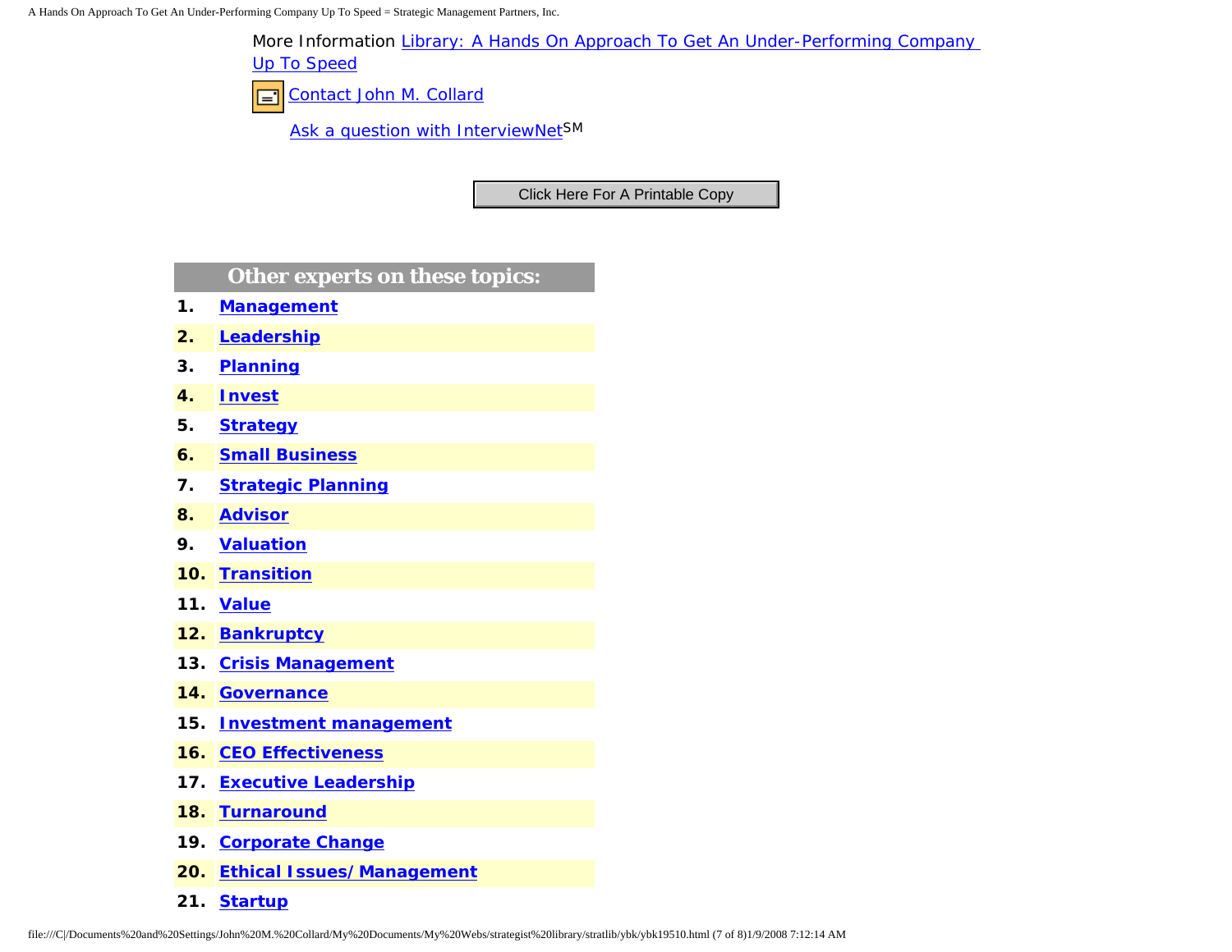More Information Library: A Hands On Approach To Get An Under-Performing Company Up To Speed

Contact John M. Collard

Ask a question with InterviewNet[SM]

Click Here For A Printable Copy

## Other experts on these topics:

1. **Management**
2. **Leadership**
3. **Planning**
4. **Invest**
5. **Strategy**
6. **Small Business**
7. **Strategic Planning**
8. **Advisor**
9. **Valuation**
10. **Transition**
11. **Value**
12. **Bankruptcy**
13. **Crisis Management**
14. **Governance**
15. **Investment management**
16. **CEO Effectiveness**
17. **Executive Leadership**
18. **Turnaround**
19. **Corporate Change**
20. **Ethical Issues/ Management**
21. **Startup**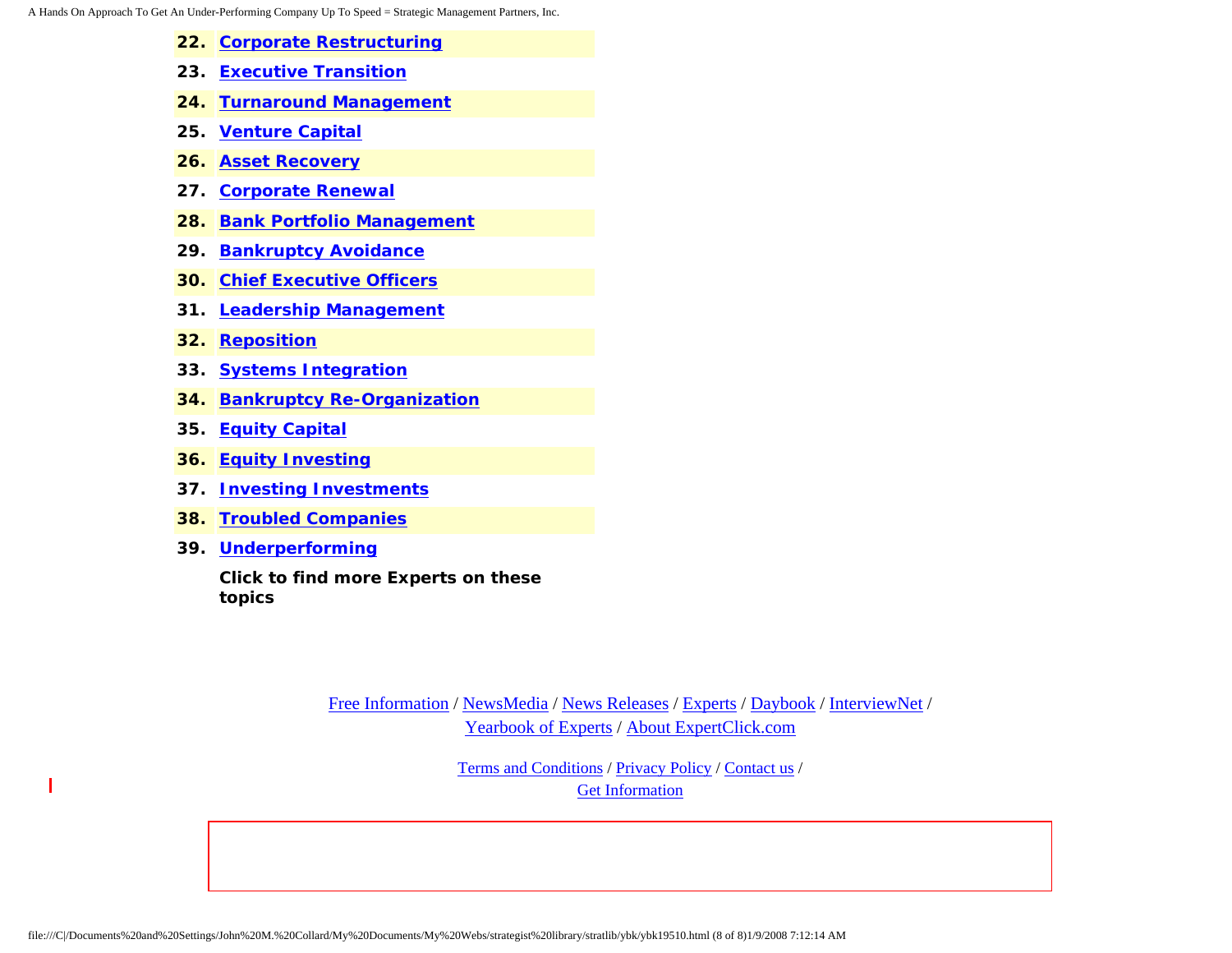22. **Corporate Restructuring**
23. **Executive Transition**
24. **Turnaround Management**
25. **Venture Capital**
26. **Asset Recovery**
27. **Corporate Renewal**
28. **Bank Portfolio Management**
29. **Bankruptcy Avoidance**
30. **Chief Executive Officers**
31. **Leadership Management**
32. **Reposition**
33. **Systems Integration**
34. **Bankruptcy Re-Organization**
35. **Equity Capital**
36. **Equity Investing**
37. **Investing Investments**
38. **Troubled Companies**
39. **Underperforming**

**Click to find more Experts on these topics**

Free Information / NewsMedia / News Releases / Experts / Daybook / InterviewNet / Yearbook of Experts / About ExpertClick.com

Terms and Conditions / Privacy Policy / Contact us / Get Information